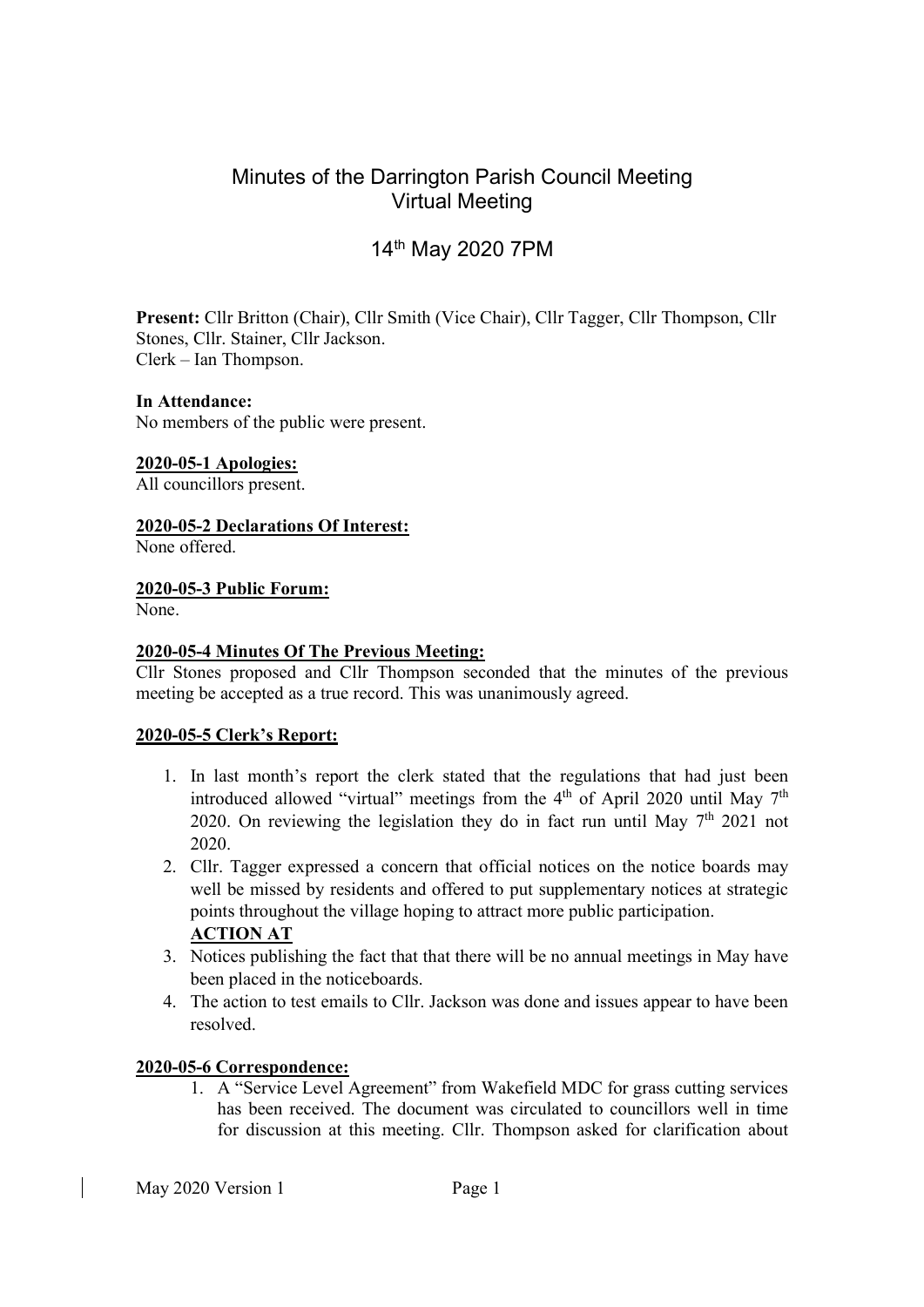# Minutes of the Darrington Parish Council Meeting
## Virtual Meeting

## 14th May 2020 7PM

**Present:** Cllr Britton (Chair), Cllr Smith (Vice Chair), Cllr Tagger, Cllr Thompson, Cllr Stones, Cllr. Stainer, Cllr Jackson.
Clerk – Ian Thompson.

**In Attendance:**
No members of the public were present.

**2020-05-1 Apologies:**
All councillors present.

**2020-05-2 Declarations Of Interest:**
None offered.

**2020-05-3 Public Forum:**
None.

**2020-05-4 Minutes Of The Previous Meeting:**
Cllr Stones proposed and Cllr Thompson seconded that the minutes of the previous meeting be accepted as a true record. This was unanimously agreed.

**2020-05-5 Clerk's Report:**

1. In last month's report the clerk stated that the regulations that had just been introduced allowed "virtual" meetings from the 4th of April 2020 until May 7th 2020. On reviewing the legislation they do in fact run until May 7th 2021 not 2020.
2. Cllr. Tagger expressed a concern that official notices on the notice boards may well be missed by residents and offered to put supplementary notices at strategic points throughout the village hoping to attract more public participation.
   **ACTION AT**
3. Notices publishing the fact that that there will be no annual meetings in May have been placed in the noticeboards.
4. The action to test emails to Cllr. Jackson was done and issues appear to have been resolved.

**2020-05-6 Correspondence:**

1. A "Service Level Agreement" from Wakefield MDC for grass cutting services has been received. The document was circulated to councillors well in time for discussion at this meeting. Cllr. Thompson asked for clarification about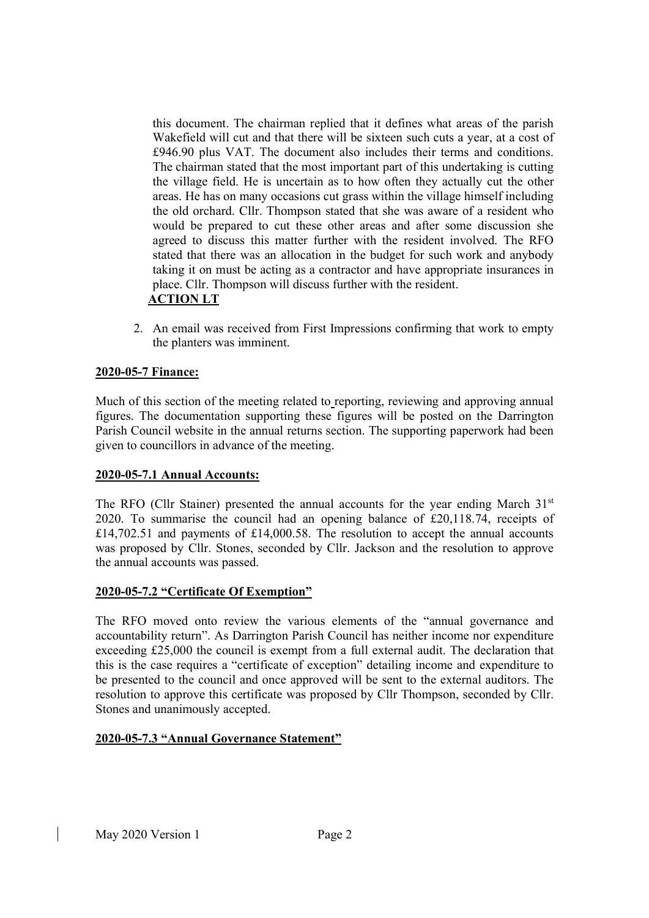this document. The chairman replied that it defines what areas of the parish Wakefield will cut and that there will be sixteen such cuts a year, at a cost of £946.90 plus VAT. The document also includes their terms and conditions. The chairman stated that the most important part of this undertaking is cutting the village field. He is uncertain as to how often they actually cut the other areas. He has on many occasions cut grass within the village himself including the old orchard. Cllr. Thompson stated that she was aware of a resident who would be prepared to cut these other areas and after some discussion she agreed to discuss this matter further with the resident involved. The RFO stated that there was an allocation in the budget for such work and anybody taking it on must be acting as a contractor and have appropriate insurances in place. Cllr. Thompson will discuss further with the resident.

**ACTION LT**

2. An email was received from First Impressions confirming that work to empty the planters was imminent.

## 2020-05-7 Finance:

Much of this section of the meeting related to reporting, reviewing and approving annual figures. The documentation supporting these figures will be posted on the Darrington Parish Council website in the annual returns section. The supporting paperwork had been given to councillors in advance of the meeting.

## 2020-05-7.1 Annual Accounts:

The RFO (Cllr Stainer) presented the annual accounts for the year ending March 31st 2020. To summarise the council had an opening balance of £20,118.74, receipts of £14,702.51 and payments of £14,000.58. The resolution to accept the annual accounts was proposed by Cllr. Stones, seconded by Cllr. Jackson and the resolution to approve the annual accounts was passed.

## 2020-05-7.2 "Certificate Of Exemption"

The RFO moved onto review the various elements of the "annual governance and accountability return". As Darrington Parish Council has neither income nor expenditure exceeding £25,000 the council is exempt from a full external audit. The declaration that this is the case requires a "certificate of exception" detailing income and expenditure to be presented to the council and once approved will be sent to the external auditors. The resolution to approve this certificate was proposed by Cllr Thompson, seconded by Cllr. Stones and unanimously accepted.

## 2020-05-7.3 "Annual Governance Statement"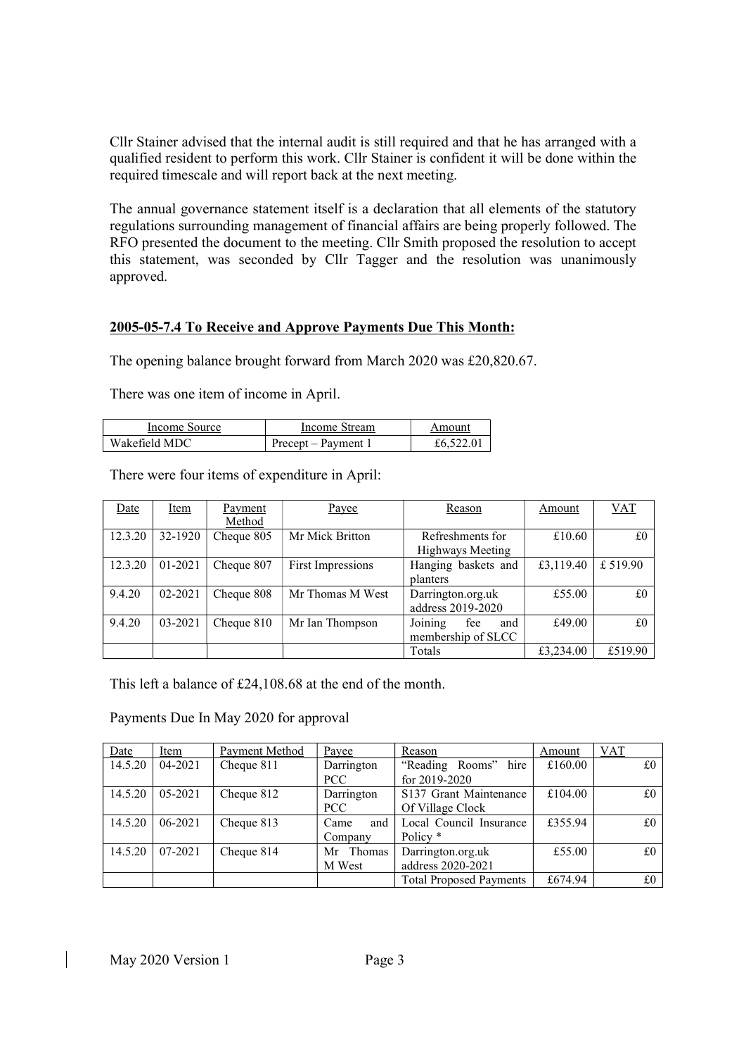Cllr Stainer advised that the internal audit is still required and that he has arranged with a qualified resident to perform this work. Cllr Stainer is confident it will be done within the required timescale and will report back at the next meeting.

The annual governance statement itself is a declaration that all elements of the statutory regulations surrounding management of financial affairs are being properly followed. The RFO presented the document to the meeting. Cllr Smith proposed the resolution to accept this statement, was seconded by Cllr Tagger and the resolution was unanimously approved.

## 2005-05-7.4 To Receive and Approve Payments Due This Month:

The opening balance brought forward from March 2020 was £20,820.67.

There was one item of income in April.

| Income Source | Income Stream | Amount |
|---|---|---|
| Wakefield MDC | Precept – Payment 1 | £6,522.01 |

There were four items of expenditure in April:

| Date | Item | Payment Method | Payee | Reason | Amount | VAT |
|---|---|---|---|---|---|---|
| 12.3.20 | 32-1920 | Cheque 805 | Mr Mick Britton | Refreshments for Highways Meeting | £10.60 | £0 |
| 12.3.20 | 01-2021 | Cheque 807 | First Impressions | Hanging baskets and planters | £3,119.40 | £ 519.90 |
| 9.4.20 | 02-2021 | Cheque 808 | Mr Thomas M West | Darrington.org.uk address 2019-2020 | £55.00 | £0 |
| 9.4.20 | 03-2021 | Cheque 810 | Mr Ian Thompson | Joining fee and membership of SLCC | £49.00 | £0 |
| | | | | Totals | £3,234.00 | £519.90 |

This left a balance of £24,108.68 at the end of the month.

Payments Due In May 2020 for approval

| Date | Item | Payment Method | Payee | Reason | Amount | VAT |
|---|---|---|---|---|---|---|
| 14.5.20 | 04-2021 | Cheque 811 | Darrington PCC | "Reading Rooms" hire for 2019-2020 | £160.00 | £0 |
| 14.5.20 | 05-2021 | Cheque 812 | Darrington PCC | S137 Grant Maintenance Of Village Clock | £104.00 | £0 |
| 14.5.20 | 06-2021 | Cheque 813 | Came and Company | Local Council Insurance Policy * | £355.94 | £0 |
| 14.5.20 | 07-2021 | Cheque 814 | Mr Thomas M West | Darrington.org.uk address 2020-2021 | £55.00 | £0 |
| | | | | Total Proposed Payments | £674.94 | £0 |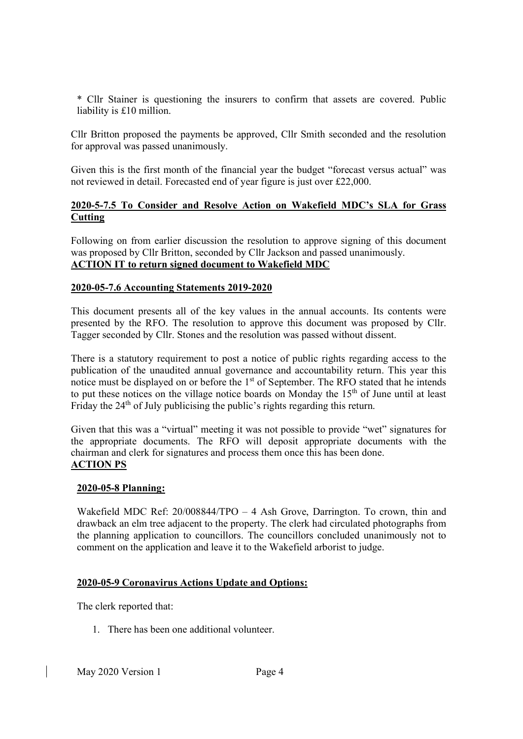* Cllr Stainer is questioning the insurers to confirm that assets are covered. Public liability is £10 million.

Cllr Britton proposed the payments be approved, Cllr Smith seconded and the resolution for approval was passed unanimously.

Given this is the first month of the financial year the budget "forecast versus actual" was not reviewed in detail. Forecasted end of year figure is just over £22,000.

**2020-5-7.5 To Consider and Resolve Action on Wakefield MDC's SLA for Grass Cutting**

Following on from earlier discussion the resolution to approve signing of this document was proposed by Cllr Britton, seconded by Cllr Jackson and passed unanimously.
**ACTION IT to return signed document to Wakefield MDC**

**2020-05-7.6 Accounting Statements 2019-2020**

This document presents all of the key values in the annual accounts. Its contents were presented by the RFO. The resolution to approve this document was proposed by Cllr. Tagger seconded by Cllr. Stones and the resolution was passed without dissent.

There is a statutory requirement to post a notice of public rights regarding access to the publication of the unaudited annual governance and accountability return. This year this notice must be displayed on or before the 1st of September. The RFO stated that he intends to put these notices on the village notice boards on Monday the 15th of June until at least Friday the 24th of July publicising the public's rights regarding this return.

Given that this was a "virtual" meeting it was not possible to provide "wet" signatures for the appropriate documents. The RFO will deposit appropriate documents with the chairman and clerk for signatures and process them once this has been done.
**ACTION PS**

**2020-05-8 Planning:**

Wakefield MDC Ref: 20/008844/TPO – 4 Ash Grove, Darrington. To crown, thin and drawback an elm tree adjacent to the property. The clerk had circulated photographs from the planning application to councillors. The councillors concluded unanimously not to comment on the application and leave it to the Wakefield arborist to judge.

**2020-05-9 Coronavirus Actions Update and Options:**

The clerk reported that:

1. There has been one additional volunteer.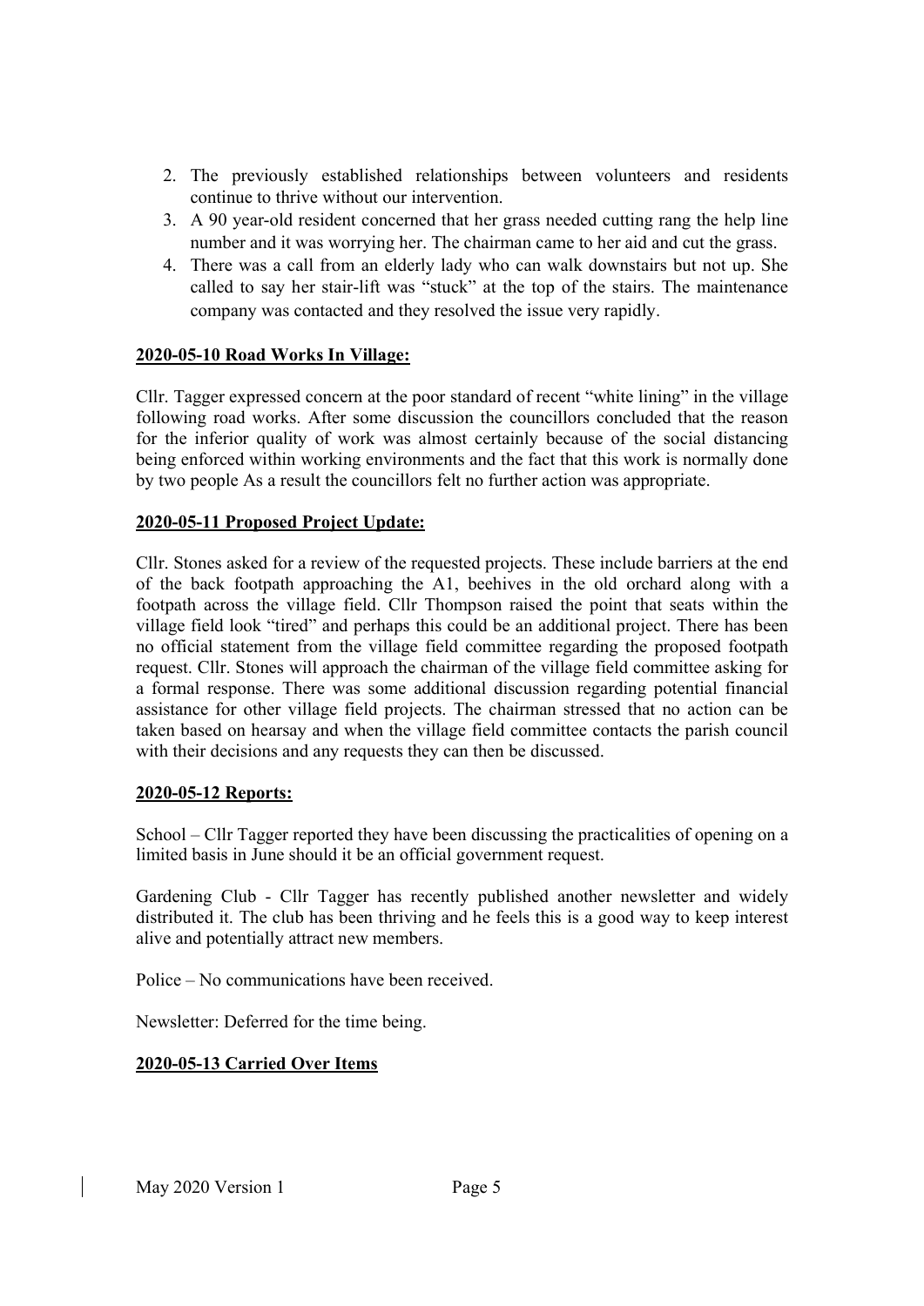2. The previously established relationships between volunteers and residents continue to thrive without our intervention.
3. A 90 year-old resident concerned that her grass needed cutting rang the help line number and it was worrying her. The chairman came to her aid and cut the grass.
4. There was a call from an elderly lady who can walk downstairs but not up. She called to say her stair-lift was "stuck" at the top of the stairs. The maintenance company was contacted and they resolved the issue very rapidly.

**2020-05-10 Road Works In Village:**

Cllr. Tagger expressed concern at the poor standard of recent "white lining" in the village following road works. After some discussion the councillors concluded that the reason for the inferior quality of work was almost certainly because of the social distancing being enforced within working environments and the fact that this work is normally done by two people As a result the councillors felt no further action was appropriate.

**2020-05-11 Proposed Project Update:**

Cllr. Stones asked for a review of the requested projects. These include barriers at the end of the back footpath approaching the A1, beehives in the old orchard along with a footpath across the village field. Cllr Thompson raised the point that seats within the village field look "tired" and perhaps this could be an additional project. There has been no official statement from the village field committee regarding the proposed footpath request. Cllr. Stones will approach the chairman of the village field committee asking for a formal response. There was some additional discussion regarding potential financial assistance for other village field projects. The chairman stressed that no action can be taken based on hearsay and when the village field committee contacts the parish council with their decisions and any requests they can then be discussed.

**2020-05-12 Reports:**

School – Cllr Tagger reported they have been discussing the practicalities of opening on a limited basis in June should it be an official government request.

Gardening Club - Cllr Tagger has recently published another newsletter and widely distributed it. The club has been thriving and he feels this is a good way to keep interest alive and potentially attract new members.

Police – No communications have been received.

Newsletter: Deferred for the time being.

**2020-05-13 Carried Over Items**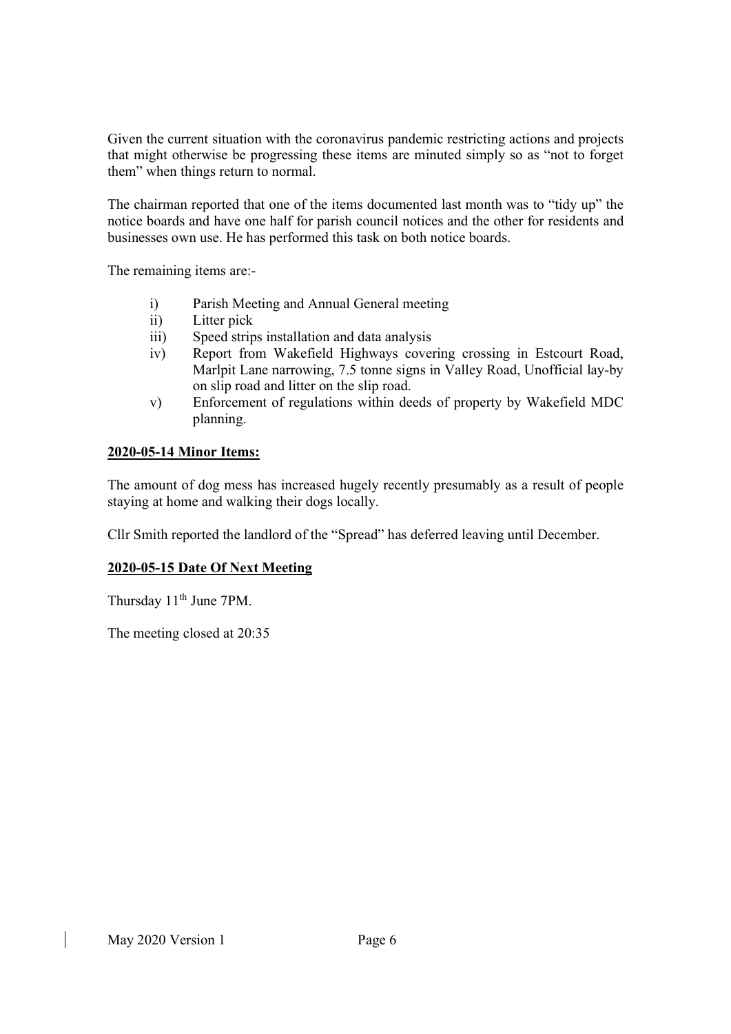Given the current situation with the coronavirus pandemic restricting actions and projects that might otherwise be progressing these items are minuted simply so as "not to forget them" when things return to normal.

The chairman reported that one of the items documented last month was to "tidy up" the notice boards and have one half for parish council notices and the other for residents and businesses own use. He has performed this task on both notice boards.

The remaining items are:-

i) Parish Meeting and Annual General meeting
ii) Litter pick
iii) Speed strips installation and data analysis
iv) Report from Wakefield Highways covering crossing in Estcourt Road, Marlpit Lane narrowing, 7.5 tonne signs in Valley Road, Unofficial lay-by on slip road and litter on the slip road.
v) Enforcement of regulations within deeds of property by Wakefield MDC planning.

## 2020-05-14 Minor Items:

The amount of dog mess has increased hugely recently presumably as a result of people staying at home and walking their dogs locally.

Cllr Smith reported the landlord of the "Spread" has deferred leaving until December.

## 2020-05-15 Date Of Next Meeting

Thursday 11th June 7PM.

The meeting closed at 20:35